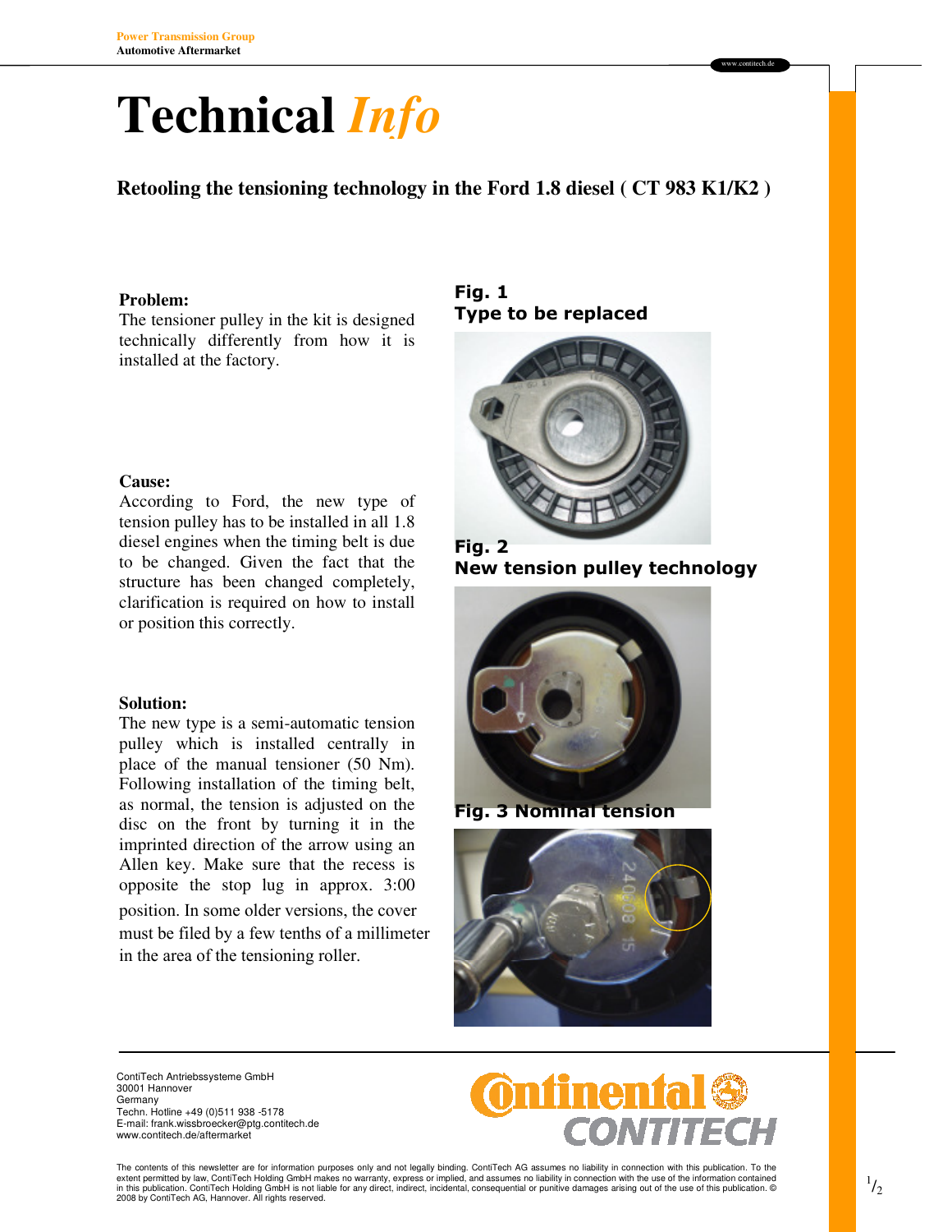Power Transmission Group
Automotive Aftermarket

# Technical *Info*

## Retooling the tensioning technology in the Ford 1.8 diesel ( CT 983 K1/K2 )

**Problem:**
The tensioner pulley in the kit is designed technically differently from how it is installed at the factory.

**Cause:**
According to Ford, the new type of tension pulley has to be installed in all 1.8 diesel engines when the timing belt is due to be changed. Given the fact that the structure has been changed completely, clarification is required on how to install or position this correctly.

**Solution:**
The new type is a semi-automatic tension pulley which is installed centrally in place of the manual tensioner (50 Nm). Following installation of the timing belt, as normal, the tension is adjusted on the disc on the front by turning it in the imprinted direction of the arrow using an Allen key. Make sure that the recess is opposite the stop lug in approx. 3:00 position. In some older versions, the cover must be filed by a few tenths of a millimeter in the area of the tensioning roller.

**Fig. 1**
**Type to be replaced**

**Fig. 2**
**New tension pulley technology**

**Fig. 3 Nominal tension**

ContiTech Antriebssysteme GmbH
30001 Hannover
Germany
Techn. Hotline +49 (0)511 938 -5178
E-mail: frank.wissbroecker@ptg.contitech.de
www.contitech.de/aftermarket

The contents of this newsletter are for information purposes only and not legally binding. ContiTech AG assumes no liability in connection with this publication. To the extent permitted by law, ContiTech Holding GmbH makes no warranty, express or implied, and assumes no liability in connection with the use of the information contained in this publication. ContiTech Holding GmbH is not liable for any direct, indirect, incidental, consequential or punitive damages arising out of the use of this publication. © 2008 by ContiTech AG, Hannover. All rights reserved.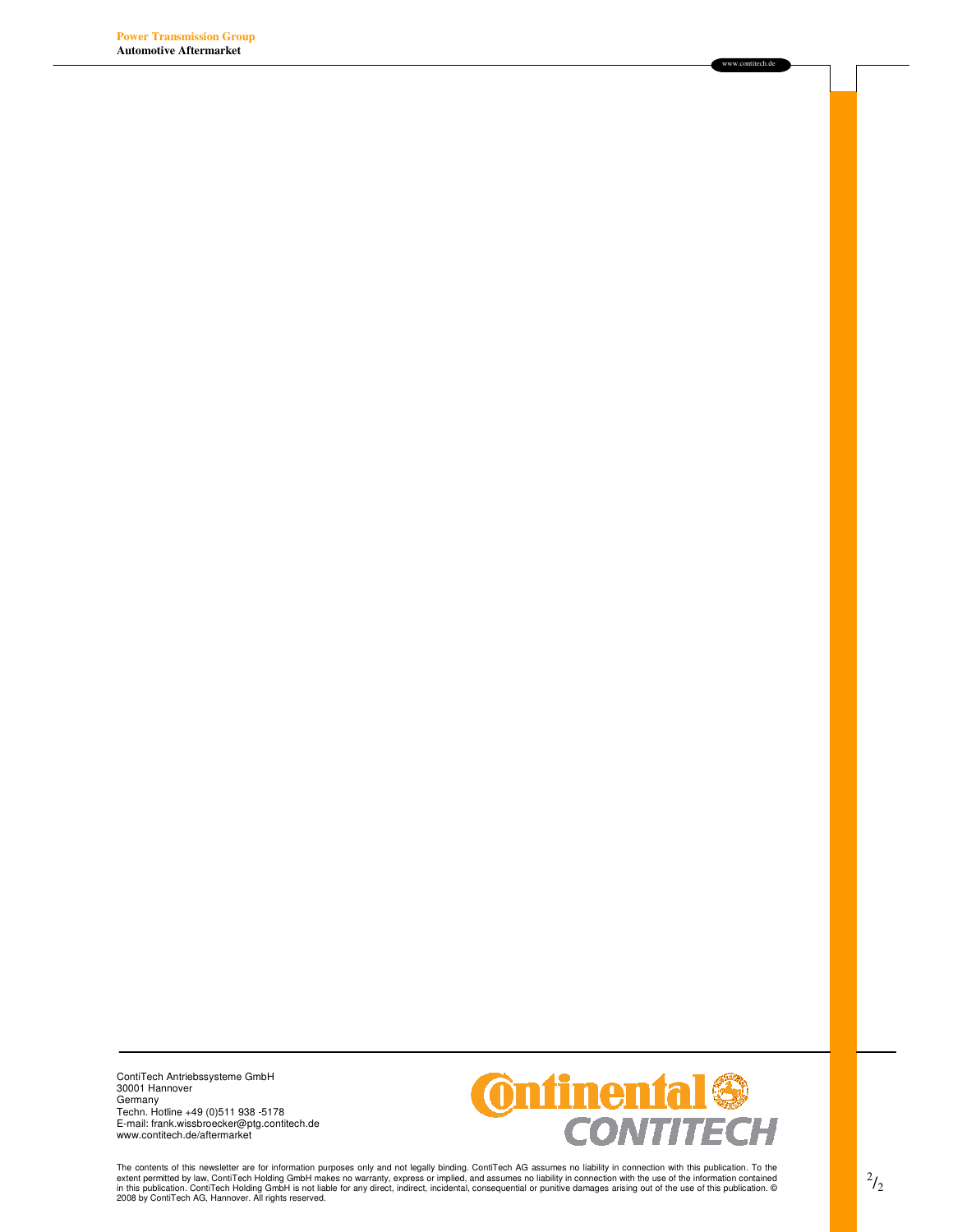ContiTech Antriebssysteme GmbH
30001 Hannover
Germany
Techn. Hotline +49 (0)511 938 -5178
E-mail: frank.wissbroecker@ptg.contitech.de
www.contitech.de/aftermarket

The contents of this newsletter are for information purposes only and not legally binding. ContiTech AG assumes no liability in connection with this publication. To the extent permitted by law, ContiTech Holding GmbH makes no warranty, express or implied, and assumes no liability in connection with the use of the information contained in this publication. ContiTech Holding GmbH is not liable for any direct, indirect, incidental, consequential or punitive damages arising out of the use of this publication. © 2008 by ContiTech AG, Hannover. All rights reserved.